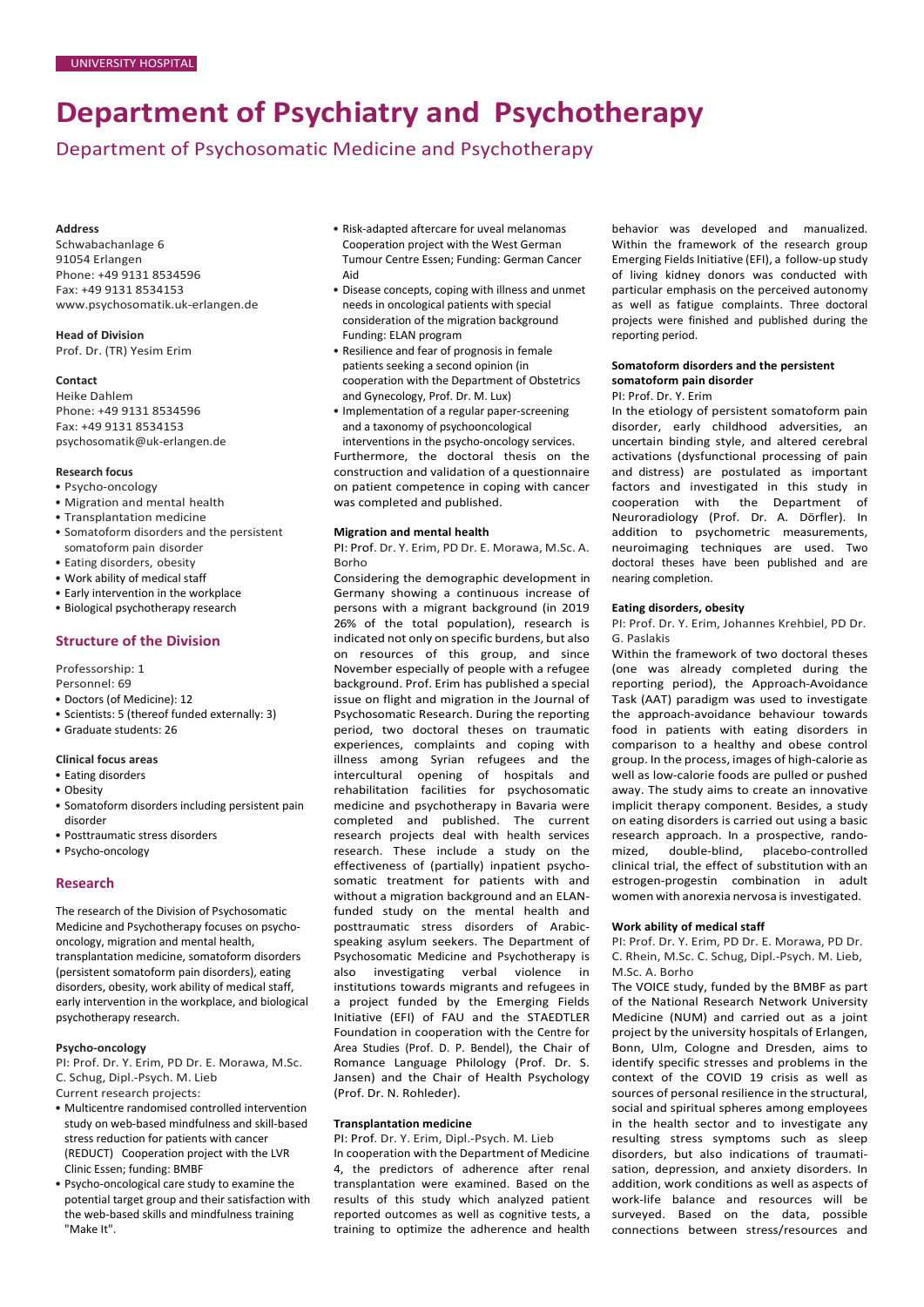UNIVERSITY HOSPITAL

# Department of Psychiatry and Psychotherapy

## Department of Psychosomatic Medicine and Psychotherapy

**Address**
Schwabachanlage 6
91054 Erlangen
Phone: +49 9131 8534596
Fax: +49 9131 8534153
www.psychosomatik.uk-erlangen.de

**Head of Division**
Prof. Dr. (TR) Yesim Erim

**Contact**
Heike Dahlem
Phone: +49 9131 8534596
Fax: +49 9131 8534153
psychosomatik@uk-erlangen.de

**Research focus**

- Psycho-oncology
- Migration and mental health
- Transplantation medicine
- Somatoform disorders and the persistent somatoform pain disorder
- Eating disorders, obesity
- Work ability of medical staff
- Early intervention in the workplace
- Biological psychotherapy research

### Structure of the Division

Professorship: 1
Personnel: 69

- Doctors (of Medicine): 12
- Scientists: 5 (thereof funded externally: 3)
- Graduate students: 26

**Clinical focus areas**

- Eating disorders
- Obesity
- Somatoform disorders including persistent pain disorder
- Posttraumatic stress disorders
- Psycho-oncology

### Research

The research of the Division of Psychosomatic Medicine and Psychotherapy focuses on psycho-oncology, migration and mental health, transplantation medicine, somatoform disorders (persistent somatoform pain disorders), eating disorders, obesity, work ability of medical staff, early intervention in the workplace, and biological psychotherapy research.

**Psycho-oncology**

PI: Prof. Dr. Y. Erim, PD Dr. E. Morawa, M.Sc. C. Schug, Dipl.-Psych. M. Lieb
Current research projects:

- Multicentre randomised controlled intervention study on web-based mindfulness and skill-based stress reduction for patients with cancer (REDUCT) Cooperation project with the LVR Clinic Essen; funding: BMBF
- Psycho-oncological care study to examine the potential target group and their satisfaction with the web-based skills and mindfulness training "Make It".
- Risk-adapted aftercare for uveal melanomas Cooperation project with the West German Tumour Centre Essen; Funding: German Cancer Aid
- Disease concepts, coping with illness and unmet needs in oncological patients with special consideration of the migration background Funding: ELAN program
- Resilience and fear of prognosis in female patients seeking a second opinion (in cooperation with the Department of Obstetrics and Gynecology, Prof. Dr. M. Lux)
- Implementation of a regular paper-screening and a taxonomy of psychooncological interventions in the psycho-oncology services.

Furthermore, the doctoral thesis on the construction and validation of a questionnaire on patient competence in coping with cancer was completed and published.

**Migration and mental health**

PI: Prof. Dr. Y. Erim, PD Dr. E. Morawa, M.Sc. A. Borho

Considering the demographic development in Germany showing a continuous increase of persons with a migrant background (in 2019 26% of the total population), research is indicated not only on specific burdens, but also on resources of this group, and since November especially of people with a refugee background. Prof. Erim has published a special issue on flight and migration in the Journal of Psychosomatic Research. During the reporting period, two doctoral theses on traumatic experiences, complaints and coping with illness among Syrian refugees and the intercultural opening of hospitals and rehabilitation facilities for psychosomatic medicine and psychotherapy in Bavaria were completed and published. The current research projects deal with health services research. These include a study on the effectiveness of (partially) inpatient psychosomatic treatment for patients with and without a migration background and an ELAN-funded study on the mental health and posttraumatic stress disorders of Arabic-speaking asylum seekers. The Department of Psychosomatic Medicine and Psychotherapy is also investigating verbal violence in institutions towards migrants and refugees in a project funded by the Emerging Fields Initiative (EFI) of FAU and the STAEDTLER Foundation in cooperation with the Centre for Area Studies (Prof. D. P. Bendel), the Chair of Romance Language Philology (Prof. Dr. S. Jansen) and the Chair of Health Psychology (Prof. Dr. N. Rohleder).

**Transplantation medicine**

PI: Prof. Dr. Y. Erim, Dipl.-Psych. M. Lieb

In cooperation with the Department of Medicine 4, the predictors of adherence after renal transplantation were examined. Based on the results of this study which analyzed patient reported outcomes as well as cognitive tests, a training to optimize the adherence and health behavior was developed and manualized. Within the framework of the research group Emerging Fields Initiative (EFI), a follow-up study of living kidney donors was conducted with particular emphasis on the perceived autonomy as well as fatigue complaints. Three doctoral projects were finished and published during the reporting period.

**Somatoform disorders and the persistent somatoform pain disorder**

PI: Prof. Dr. Y. Erim

In the etiology of persistent somatoform pain disorder, early childhood adversities, an uncertain binding style, and altered cerebral activations (dysfunctional processing of pain and distress) are postulated as important factors and investigated in this study in cooperation with the Department of Neuroradiology (Prof. Dr. A. Dörfler). In addition to psychometric measurements, neuroimaging techniques are used. Two doctoral theses have been published and are nearing completion.

**Eating disorders, obesity**

PI: Prof. Dr. Y. Erim, Johannes Krehbiel, PD Dr. G. Paslakis

Within the framework of two doctoral theses (one was already completed during the reporting period), the Approach-Avoidance Task (AAT) paradigm was used to investigate the approach-avoidance behaviour towards food in patients with eating disorders in comparison to a healthy and obese control group. In the process, images of high-calorie as well as low-calorie foods are pulled or pushed away. The study aims to create an innovative implicit therapy component. Besides, a study on eating disorders is carried out using a basic research approach. In a prospective, randomized, double-blind, placebo-controlled clinical trial, the effect of substitution with an estrogen-progestin combination in adult women with anorexia nervosa is investigated.

**Work ability of medical staff**

PI: Prof. Dr. Y. Erim, PD Dr. E. Morawa, PD Dr. C. Rhein, M.Sc. C. Schug, Dipl.-Psych. M. Lieb, M.Sc. A. Borho

The VOICE study, funded by the BMBF as part of the National Research Network University Medicine (NUM) and carried out as a joint project by the university hospitals of Erlangen, Bonn, Ulm, Cologne and Dresden, aims to identify specific stresses and problems in the context of the COVID 19 crisis as well as sources of personal resilience in the structural, social and spiritual spheres among employees in the health sector and to investigate any resulting stress symptoms such as sleep disorders, but also indications of traumatisation, depression, and anxiety disorders. In addition, work conditions as well as aspects of work-life balance and resources will be surveyed. Based on the data, possible connections between stress/resources and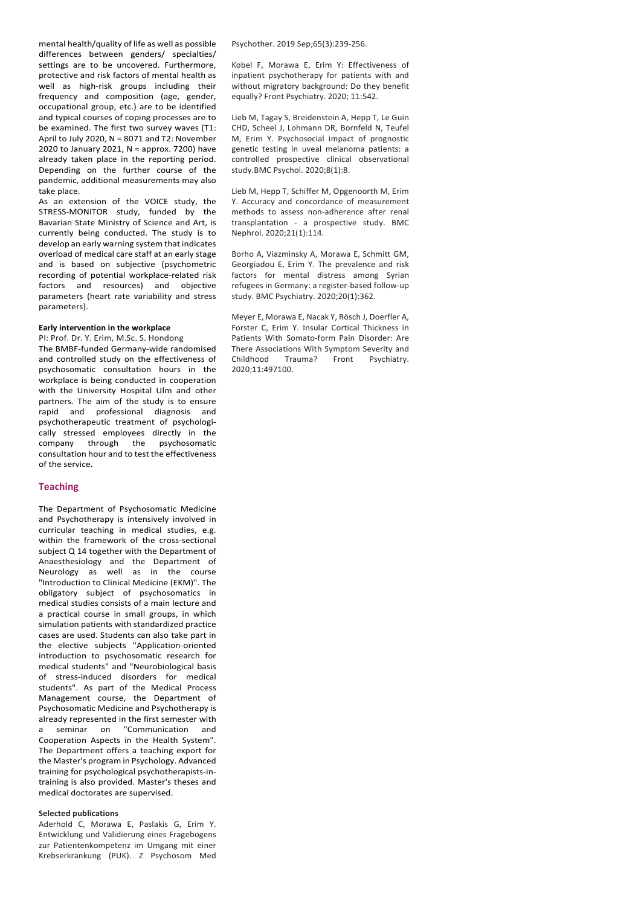mental health/quality of life as well as possible differences between genders/ specialties/ settings are to be uncovered. Furthermore, protective and risk factors of mental health as well as high-risk groups including their frequency and composition (age, gender, occupational group, etc.) are to be identified and typical courses of coping processes are to be examined. The first two survey waves (T1: April to July 2020, N = 8071 and T2: November 2020 to January 2021, N = approx. 7200) have already taken place in the reporting period. Depending on the further course of the pandemic, additional measurements may also take place.

As an extension of the VOICE study, the STRESS-MONITOR study, funded by the Bavarian State Ministry of Science and Art, is currently being conducted. The study is to develop an early warning system that indicates overload of medical care staff at an early stage and is based on subjective (psychometric recording of potential workplace-related risk factors and resources) and objective parameters (heart rate variability and stress parameters).

**Early intervention in the workplace**

PI: Prof. Dr. Y. Erim, M.Sc. S. Hondong

The BMBF-funded Germany-wide randomised and controlled study on the effectiveness of psychosomatic consultation hours in the workplace is being conducted in cooperation with the University Hospital Ulm and other partners. The aim of the study is to ensure rapid and professional diagnosis and psychotherapeutic treatment of psychologically stressed employees directly in the company through the psychosomatic consultation hour and to test the effectiveness of the service.

## Teaching

The Department of Psychosomatic Medicine and Psychotherapy is intensively involved in curricular teaching in medical studies, e.g. within the framework of the cross-sectional subject Q 14 together with the Department of Anaesthesiology and the Department of Neurology as well as in the course "Introduction to Clinical Medicine (EKM)". The obligatory subject of psychosomatics in medical studies consists of a main lecture and a practical course in small groups, in which simulation patients with standardized practice cases are used. Students can also take part in the elective subjects "Application-oriented introduction to psychosomatic research for medical students" and "Neurobiological basis of stress-induced disorders for medical students". As part of the Medical Process Management course, the Department of Psychosomatic Medicine and Psychotherapy is already represented in the first semester with a seminar on "Communication and Cooperation Aspects in the Health System". The Department offers a teaching export for the Master's program in Psychology. Advanced training for psychological psychotherapists-in-training is also provided. Master's theses and medical doctorates are supervised.

**Selected publications**

Aderhold C, Morawa E, Paslakis G, Erim Y. Entwicklung und Validierung eines Fragebogens zur Patientenkompetenz im Umgang mit einer Krebserkrankung (PUK). Z Psychosom Med Psychother. 2019 Sep;65(3):239-256.

Kobel F, Morawa E, Erim Y: Effectiveness of inpatient psychotherapy for patients with and without migratory background: Do they benefit equally? Front Psychiatry. 2020; 11:542.

Lieb M, Tagay S, Breidenstein A, Hepp T, Le Guin CHD, Scheel J, Lohmann DR, Bornfeld N, Teufel M, Erim Y. Psychosocial impact of prognostic genetic testing in uveal melanoma patients: a controlled prospective clinical observational study.BMC Psychol. 2020;8(1):8.

Lieb M, Hepp T, Schiffer M, Opgenoorth M, Erim Y. Accuracy and concordance of measurement methods to assess non-adherence after renal transplantation - a prospective study. BMC Nephrol. 2020;21(1):114.

Borho A, Viazminsky A, Morawa E, Schmitt GM, Georgiadou E, Erim Y. The prevalence and risk factors for mental distress among Syrian refugees in Germany: a register-based follow-up study. BMC Psychiatry. 2020;20(1):362.

Meyer E, Morawa E, Nacak Y, Rösch J, Doerfler A, Forster C, Erim Y. Insular Cortical Thickness in Patients With Somato-form Pain Disorder: Are There Associations With Symptom Severity and Childhood Trauma? Front Psychiatry. 2020;11:497100.